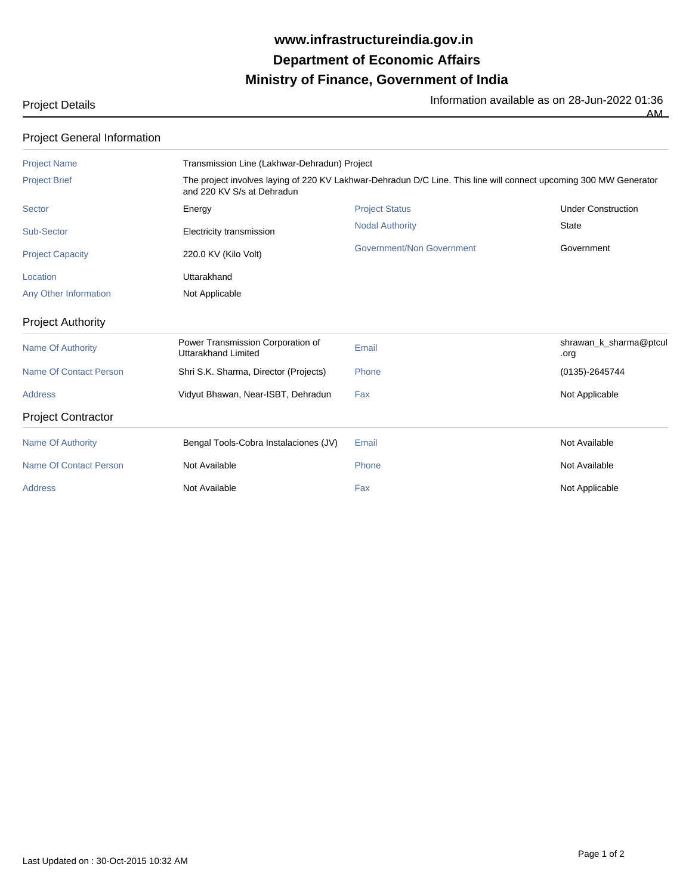# www.infrastructureindia.gov.in

# Department of Economic Affairs

# Ministry of Finance, Government of India

Project Details

Information available as on 28-Jun-2022 01:36 AM

## Project General Information

| | | | |
|---|---|---|---|
| Project Name | Transmission Line (Lakhwar-Dehradun) Project | | |
| Project Brief | The project involves laying of 220 KV Lakhwar-Dehradun D/C Line. This line will connect upcoming 300 MW Generator and 220 KV S/s at Dehradun | | |
| Sector | Energy | Project Status | Under Construction |
| Sub-Sector | Electricity transmission | Nodal Authority | State |
| Project Capacity | 220.0 KV (Kilo Volt) | Government/Non Government | Government |
| Location | Uttarakhand | | |
| Any Other Information | Not Applicable | | |

## Project Authority

| | | | |
|---|---|---|---|
| Name Of Authority | Power Transmission Corporation of Uttarakhand Limited | Email | shrawan_k_sharma@ptcul.org |
| Name Of Contact Person | Shri S.K. Sharma, Director (Projects) | Phone | (0135)-2645744 |
| Address | Vidyut Bhawan, Near-ISBT, Dehradun | Fax | Not Applicable |

## Project Contractor

| | | | |
|---|---|---|---|
| Name Of Authority | Bengal Tools-Cobra Instalaciones (JV) | Email | Not Available |
| Name Of Contact Person | Not Available | Phone | Not Available |
| Address | Not Available | Fax | Not Applicable |

Last Updated on : 30-Oct-2015 10:32 AM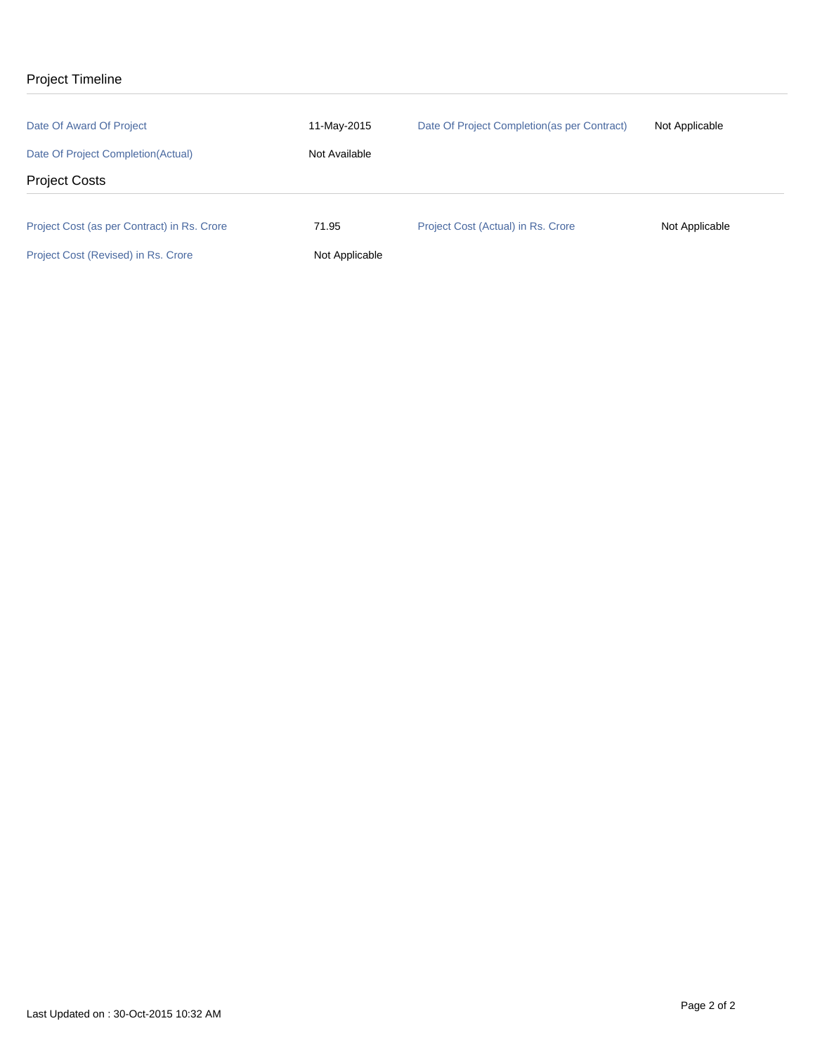## Project Timeline

| | | | |
|---|---|---|---|
| Date Of Award Of Project | 11-May-2015 | Date Of Project Completion(as per Contract) | Not Applicable |
| Date Of Project Completion(Actual) | Not Available | | |

## Project Costs

| | | | |
|---|---|---|---|
| Project Cost (as per Contract) in Rs. Crore | 71.95 | Project Cost (Actual) in Rs. Crore | Not Applicable |
| Project Cost (Revised) in Rs. Crore | Not Applicable | | |

Last Updated on : 30-Oct-2015 10:32 AM